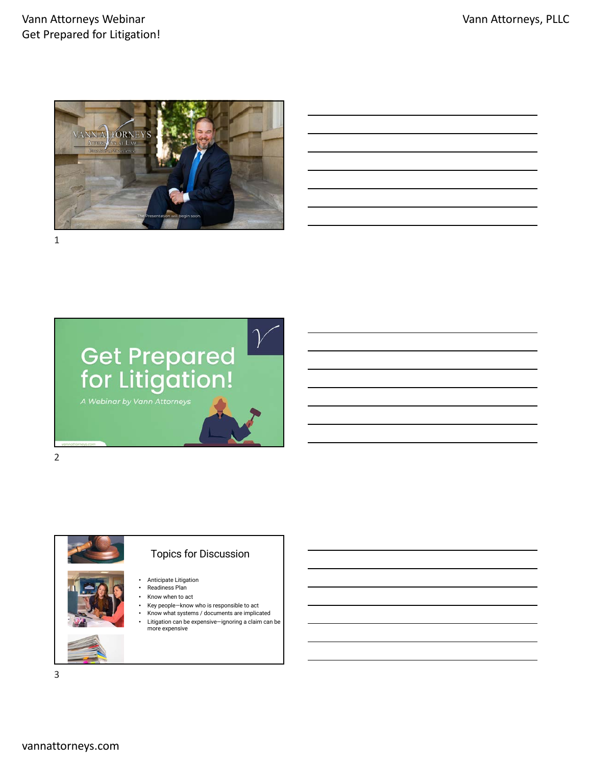VANN ATTORNEYS

ATTORNEYS AT LAW

Practice of Excellence

The Presentation will begin soon.

# Get Prepared for Litigation!

*A Webinar by Vann Attorneys*

## Topics for Discussion

- Anticipate Litigation
- Readiness Plan
- Know when to act
- Key people—know who is responsible to act
- Know what systems / documents are implicated
- Litigation can be expensive—ignoring a claim can be more expensive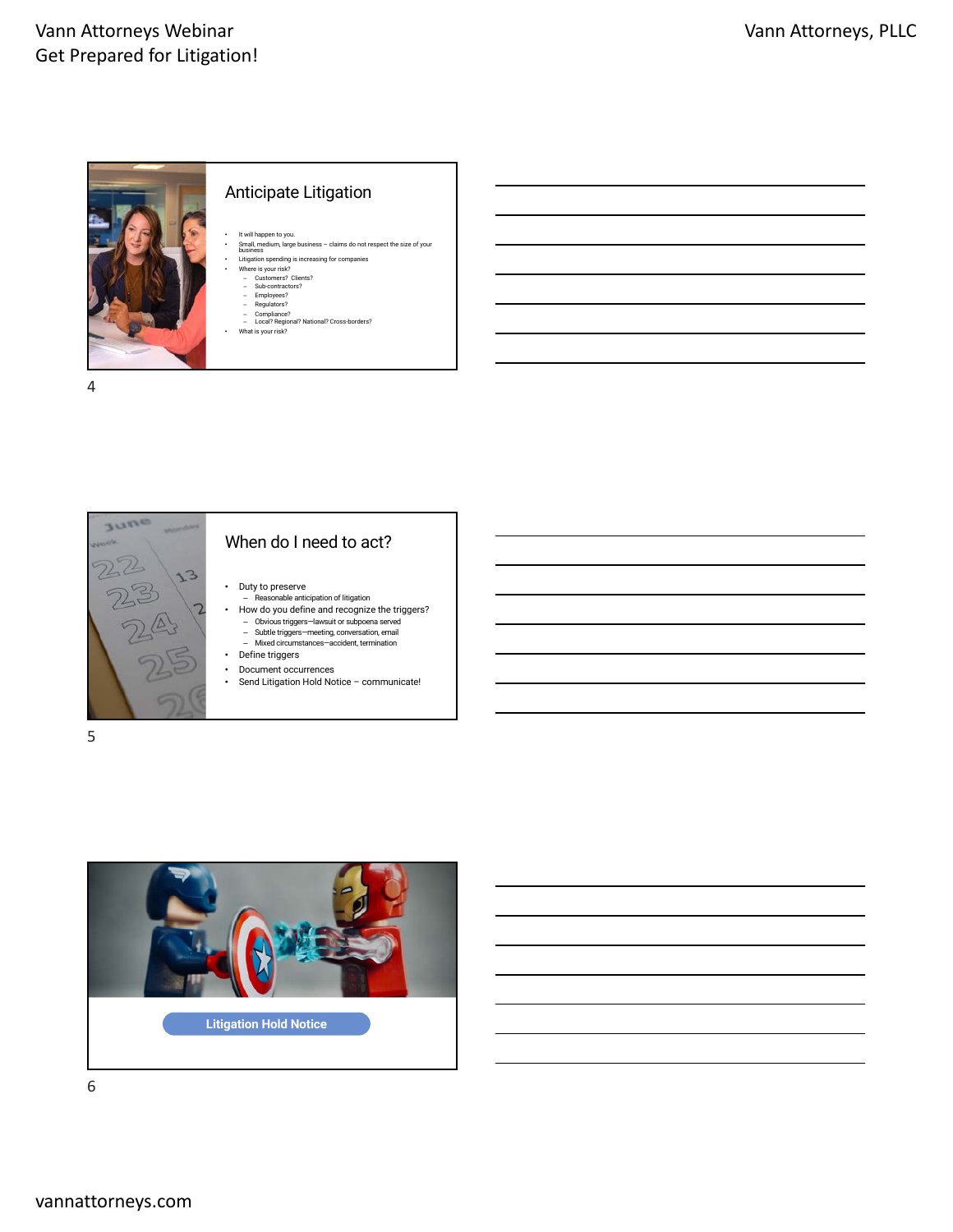## Anticipate Litigation

- It will happen to you.
- Small, medium, large business – claims do not respect the size of your business
- Litigation spending is increasing for companies
- Where is your risk?
  - Customers? Clients?
  - Sub-contractors?
  - Employees?
  - Regulators?
  - Compliance?
  - Local? Regional? National? Cross-borders?
- What is your risk?

## When do I need to act?

- Duty to preserve
  - Reasonable anticipation of litigation
- How do you define and recognize the triggers?
  - Obvious triggers—lawsuit or subpoena served
  - Subtle triggers—meeting, conversation, email
  - Mixed circumstances—accident, termination
- Define triggers
- Document occurrences
- Send Litigation Hold Notice – communicate!

## Litigation Hold Notice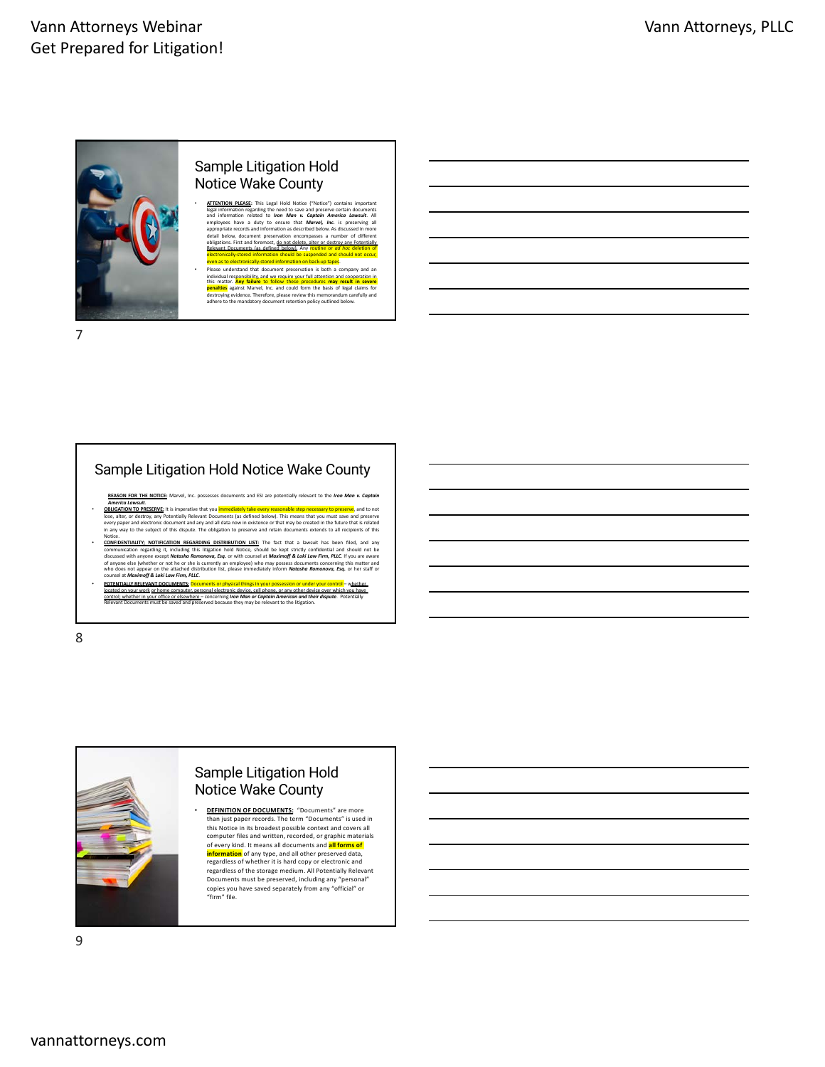## Sample Litigation Hold Notice Wake County

- **ATTENTION PLEASE:** This Legal Hold Notice ("Notice") contains important legal information regarding the need to save and preserve certain documents and information related to ***Iron Man v. Captain America Lawsuit***. All employees have a duty to ensure that ***Marvel, Inc.*** is preserving all appropriate records and information as described below. As discussed in more detail below, document preservation encompasses a number of different obligations. First and foremost, do not delete, alter or destroy any Potentially Relevant Documents (as defined below). Any routine or *ad hoc* deletion of electronically-stored information should be suspended and should not occur, even as to electronically-stored information on back-up tapes.
- Please understand that document preservation is both a company and an individual responsibility, and we require your full attention and cooperation in this matter. **Any failure** to follow these procedures **may result in severe penalties** against Marvel, Inc. and could form the basis of legal claims for destroying evidence. Therefore, please review this memorandum carefully and adhere to the mandatory document retention policy outlined below.

## Sample Litigation Hold Notice Wake County

**REASON FOR THE NOTICE:** Marvel, Inc. possesses documents and ESI are potentially relevant to the ***Iron Man v. Captain America Lawsuit***.

- **OBLIGATION TO PRESERVE:** It is imperative that you immediately take every reasonable step necessary to preserve, and to not lose, alter, or destroy, any Potentially Relevant Documents (as defined below). This means that you must save and preserve every paper and electronic document and any and all data now in existence or that may be created in the future that is related in any way to the subject of this dispute. The obligation to preserve and retain documents extends to all recipients of this Notice.
- **CONFIDENTIALITY; NOTIFICATION REGARDING DISTRIBUTION LIST:** The fact that a lawsuit has been filed, and any communication regarding it, including this litigation hold Notice, should be kept strictly confidential and should not be discussed with anyone except ***Natasha Romonova, Esq.*** or with counsel at ***Maximoff & Loki Law Firm, PLLC***. If you are aware of anyone else (whether or not he or she is currently an employee) who may possess documents concerning this matter and who does not appear on the attached distribution list, please immediately inform ***Natasha Romonova, Esq.*** or her staff or counsel at ***Maximoff & Loki Law Firm, PLLC***.
- **POTENTIALLY RELEVANT DOCUMENTS:** Documents or physical things in your possession or under your control – whether located on your work or home computer, personal electronic device, cell phone, or any other device over which you have control, whether in your office or elsewhere – concerning ***Iron Man or Captain American and their dispute***. Potentially Relevant Documents must be saved and preserved because they may be relevant to the litigation.

## Sample Litigation Hold Notice Wake County

- **DEFINITION OF DOCUMENTS:** "Documents" are more than just paper records. The term "Documents" is used in this Notice in its broadest possible context and covers all computer files and written, recorded, or graphic materials of every kind. It means all documents and **all forms of information** of any type, and all other preserved data, regardless of whether it is hard copy or electronic and regardless of the storage medium. All Potentially Relevant Documents must be preserved, including any "personal" copies you have saved separately from any "official" or "firm" file.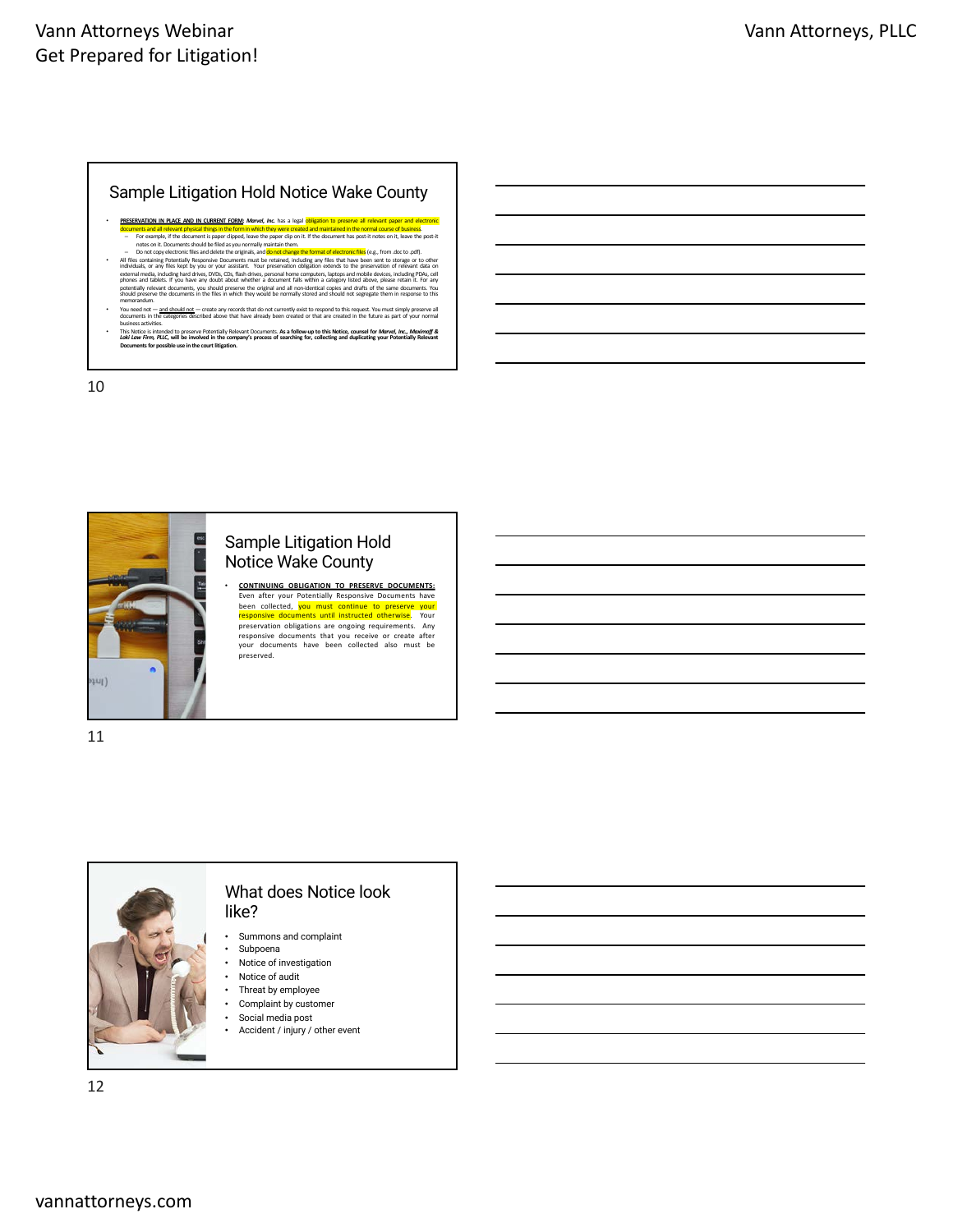## Sample Litigation Hold Notice Wake County

- **PRESERVATION IN PLACE AND IN CURRENT FORM:** ***Marvel, Inc.*** has a legal obligation to preserve all relevant paper and electronic documents and all relevant physical things in the form in which they were created and maintained in the normal course of business.
  - For example, if the document is paper clipped, leave the paper clip on it. If the document has post-it notes on it, leave the post-it notes on it. Documents should be filed as you normally maintain them.
  - Do not copy electronic files and delete the originals, and do not change the format of electronic files (e.g., from .doc to .pdf).
- All files containing Potentially Responsive Documents must be retained, including any files that have been sent to storage or to other individuals, or any files kept by you or your assistant. Your preservation obligation extends to the preservation of relevant data on external media, including hard drives, DVDs, CDs, flash drives, personal home computers, laptops and mobile devices, including PDAs, cell phones and tablets. If you have any doubt about whether a document falls within a category listed above, please retain it. For any potentially relevant documents, you should preserve the original and all non-identical copies and drafts of the same documents. You should preserve the documents in the files in which they would be normally stored and should not segregate them in response to this memorandum.
- You need not — and should not — create any records that do not currently exist to respond to this request. You must simply preserve all documents in the categories described above that have already been created or that are created in the future as part of your normal business activities.
- This Notice is intended to preserve Potentially Relevant Documents. **As a follow-up to this Notice, counsel for *Marvel, Inc., Maximoff & Loki Law Firm, PLLC,* will be involved in the company's process of searching for, collecting and duplicating your Potentially Relevant Documents for possible use in the court litigation.**

## Sample Litigation Hold Notice Wake County

- **CONTINUING OBLIGATION TO PRESERVE DOCUMENTS:** Even after your Potentially Responsive Documents have been collected, you must continue to preserve your responsive documents until instructed otherwise. Your preservation obligations are ongoing requirements. Any responsive documents that you receive or create after your documents have been collected also must be preserved.

## What does Notice look like?

- Summons and complaint
- Subpoena
- Notice of investigation
- Notice of audit
- Threat by employee
- Complaint by customer
- Social media post
- Accident / injury / other event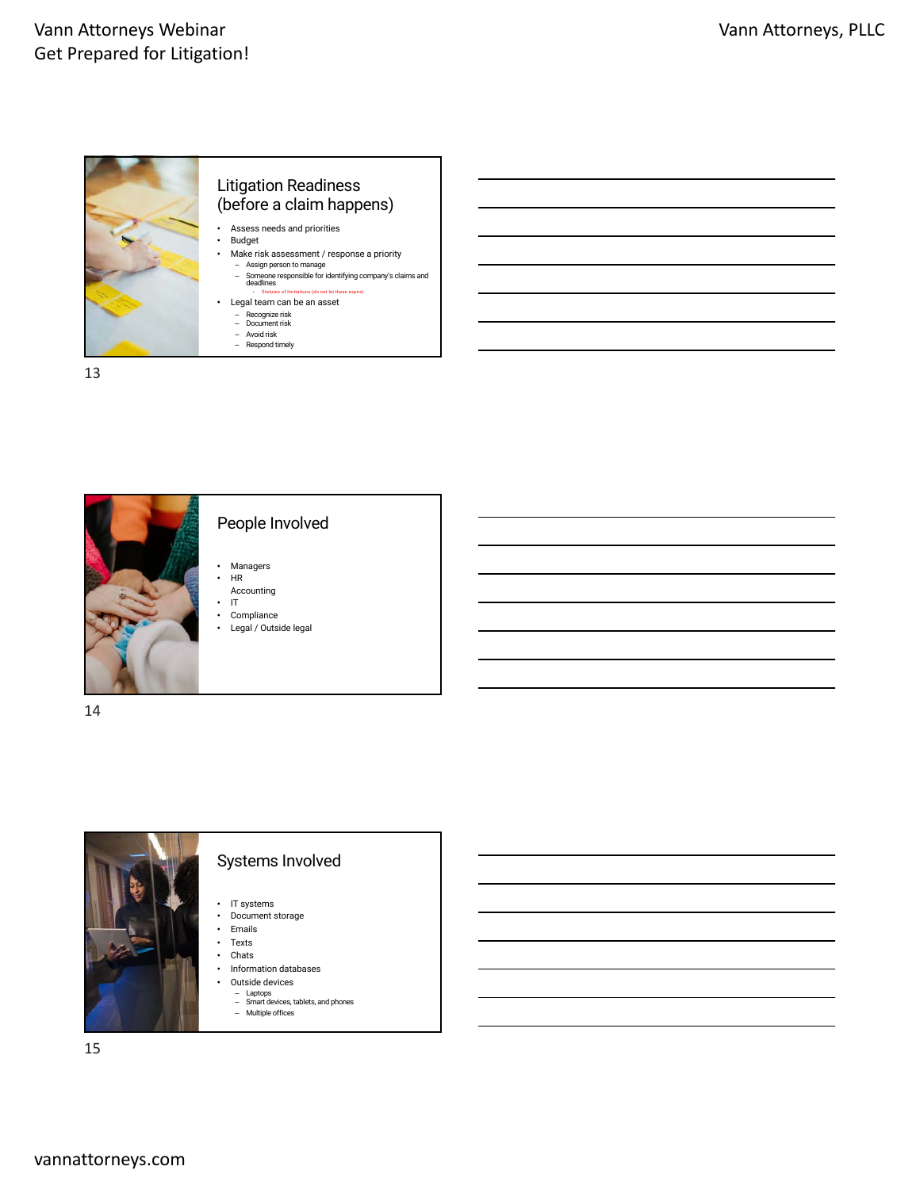## Litigation Readiness (before a claim happens)

- Assess needs and priorities
- Budget
- Make risk assessment / response a priority
  - Assign person to manage
  - Someone responsible for identifying company's claims and deadlines
    - Statutes of limitations (do not let these expire)
- Legal team can be an asset
  - Recognize risk
  - Document risk
  - Avoid risk
  - Respond timely

## People Involved

- Managers
- HR
  Accounting
- IT
- Compliance
- Legal / Outside legal

## Systems Involved

- IT systems
- Document storage
- Emails
- Texts
- Chats
- Information databases
- Outside devices
  - Laptops
  - Smart devices, tablets, and phones
  - Multiple offices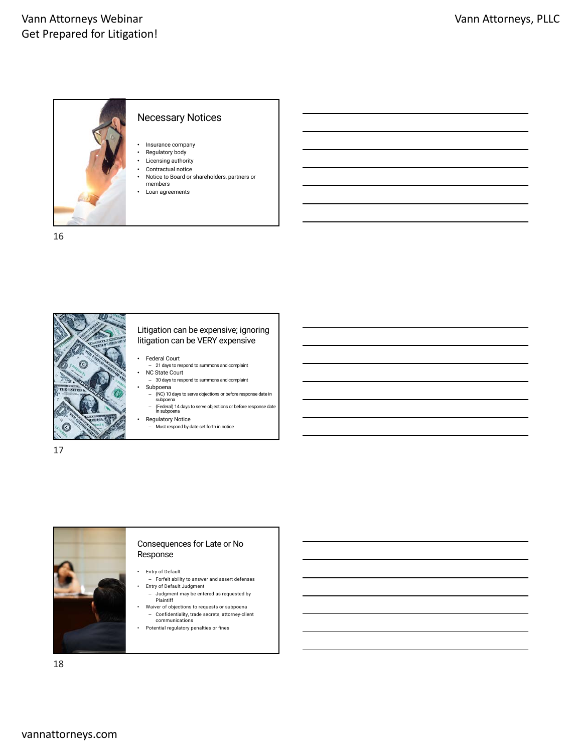## Necessary Notices

- Insurance company
- Regulatory body
- Licensing authority
- Contractual notice
- Notice to Board or shareholders, partners or members
- Loan agreements

## Litigation can be expensive; ignoring litigation can be VERY expensive

- Federal Court
  - 21 days to respond to summons and complaint
- NC State Court
  - 30 days to respond to summons and complaint
- Subpoena
  - (NC) 10 days to serve objections or before response date in subpoena
  - (Federal) 14 days to serve objections or before response date in subpoena
- Regulatory Notice
  - Must respond by date set forth in notice

## Consequences for Late or No Response

- Entry of Default
  - Forfeit ability to answer and assert defenses
- Entry of Default Judgment
  - Judgment may be entered as requested by Plaintiff
- Waiver of objections to requests or subpoena
  - Confidentiality, trade secrets, attorney-client communications
- Potential regulatory penalties or fines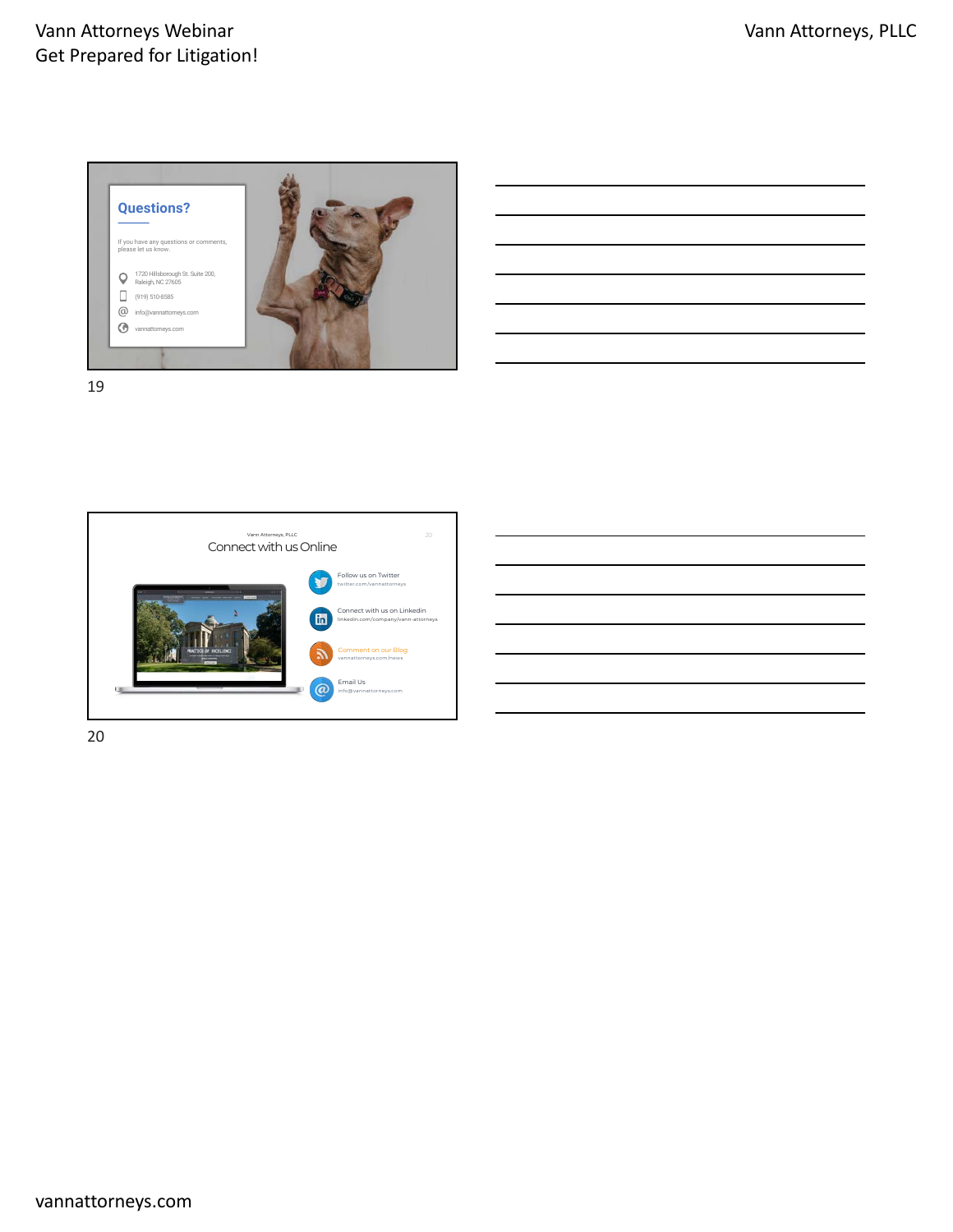## Questions?

If you have any questions or comments, please let us know.

1720 Hillsborough St. Suite 200, Raleigh, NC 27605

(919) 510-8585

info@vannattorneys.com

vannattorneys.com

Vann Attorneys, PLLC

## Connect with us Online

Follow us on Twitter
twitter.com/vannattorneys

Connect with us on Linkedin
linkedin.com/company/vann-attorneys

Comment on our Blog
vannattorneys.com/news

Email Us
info@vannattorneys.com